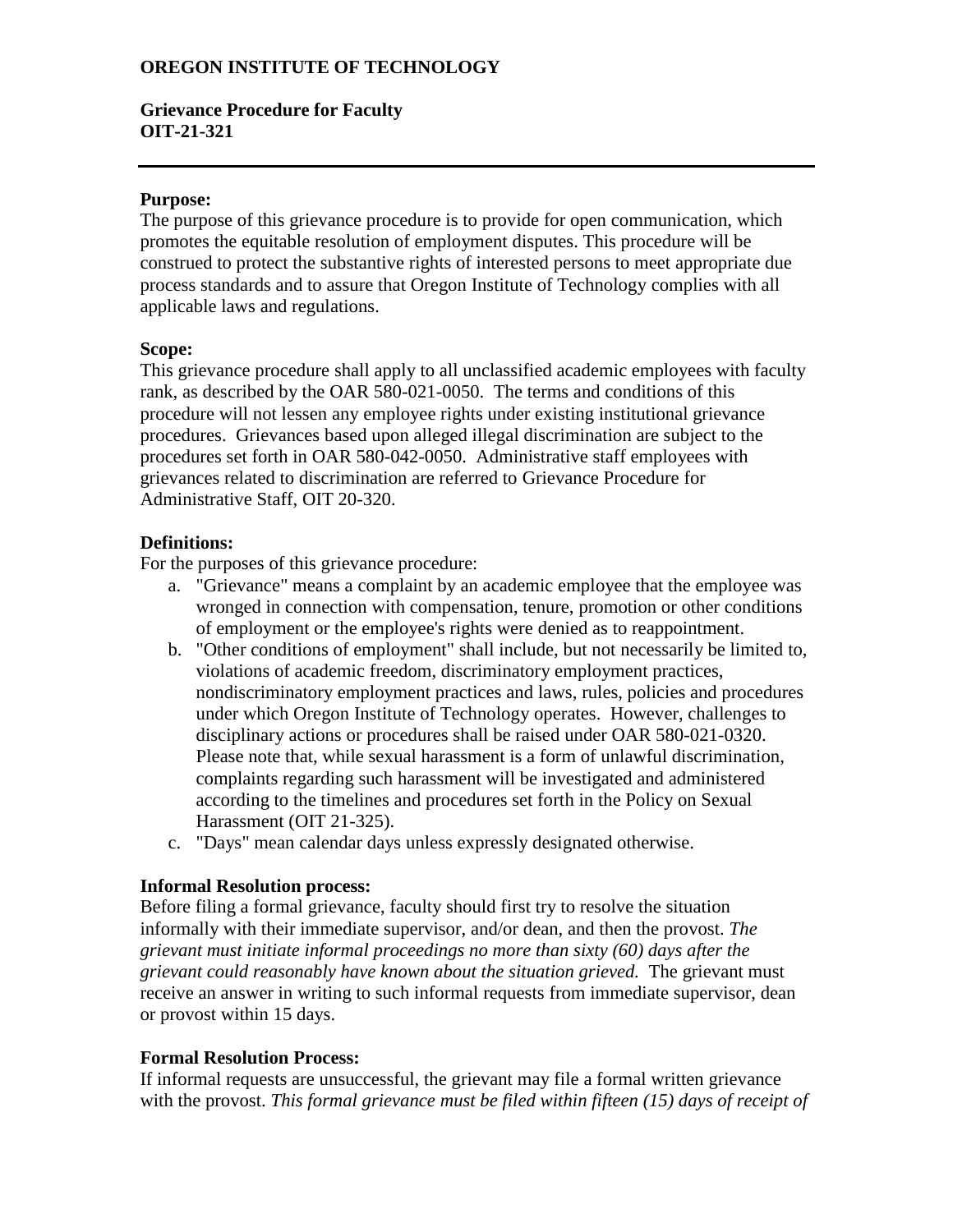**OREGON INSTITUTE OF TECHNOLOGY**

**Grievance Procedure for Faculty**
**OIT-21-321**

---

**Purpose:**
The purpose of this grievance procedure is to provide for open communication, which promotes the equitable resolution of employment disputes. This procedure will be construed to protect the substantive rights of interested persons to meet appropriate due process standards and to assure that Oregon Institute of Technology complies with all applicable laws and regulations.

**Scope:**
This grievance procedure shall apply to all unclassified academic employees with faculty rank, as described by the OAR 580-021-0050. The terms and conditions of this procedure will not lessen any employee rights under existing institutional grievance procedures. Grievances based upon alleged illegal discrimination are subject to the procedures set forth in OAR 580-042-0050. Administrative staff employees with grievances related to discrimination are referred to Grievance Procedure for Administrative Staff, OIT 20-320.

**Definitions:**
For the purposes of this grievance procedure:

a. "Grievance" means a complaint by an academic employee that the employee was wronged in connection with compensation, tenure, promotion or other conditions of employment or the employee's rights were denied as to reappointment.
b. "Other conditions of employment" shall include, but not necessarily be limited to, violations of academic freedom, discriminatory employment practices, nondiscriminatory employment practices and laws, rules, policies and procedures under which Oregon Institute of Technology operates. However, challenges to disciplinary actions or procedures shall be raised under OAR 580-021-0320. Please note that, while sexual harassment is a form of unlawful discrimination, complaints regarding such harassment will be investigated and administered according to the timelines and procedures set forth in the Policy on Sexual Harassment (OIT 21-325).
c. "Days" mean calendar days unless expressly designated otherwise.

**Informal Resolution process:**
Before filing a formal grievance, faculty should first try to resolve the situation informally with their immediate supervisor, and/or dean, and then the provost. *The grievant must initiate informal proceedings no more than sixty (60) days after the grievant could reasonably have known about the situation grieved.* The grievant must receive an answer in writing to such informal requests from immediate supervisor, dean or provost within 15 days.

**Formal Resolution Process:**
If informal requests are unsuccessful, the grievant may file a formal written grievance with the provost. *This formal grievance must be filed within fifteen (15) days of receipt of*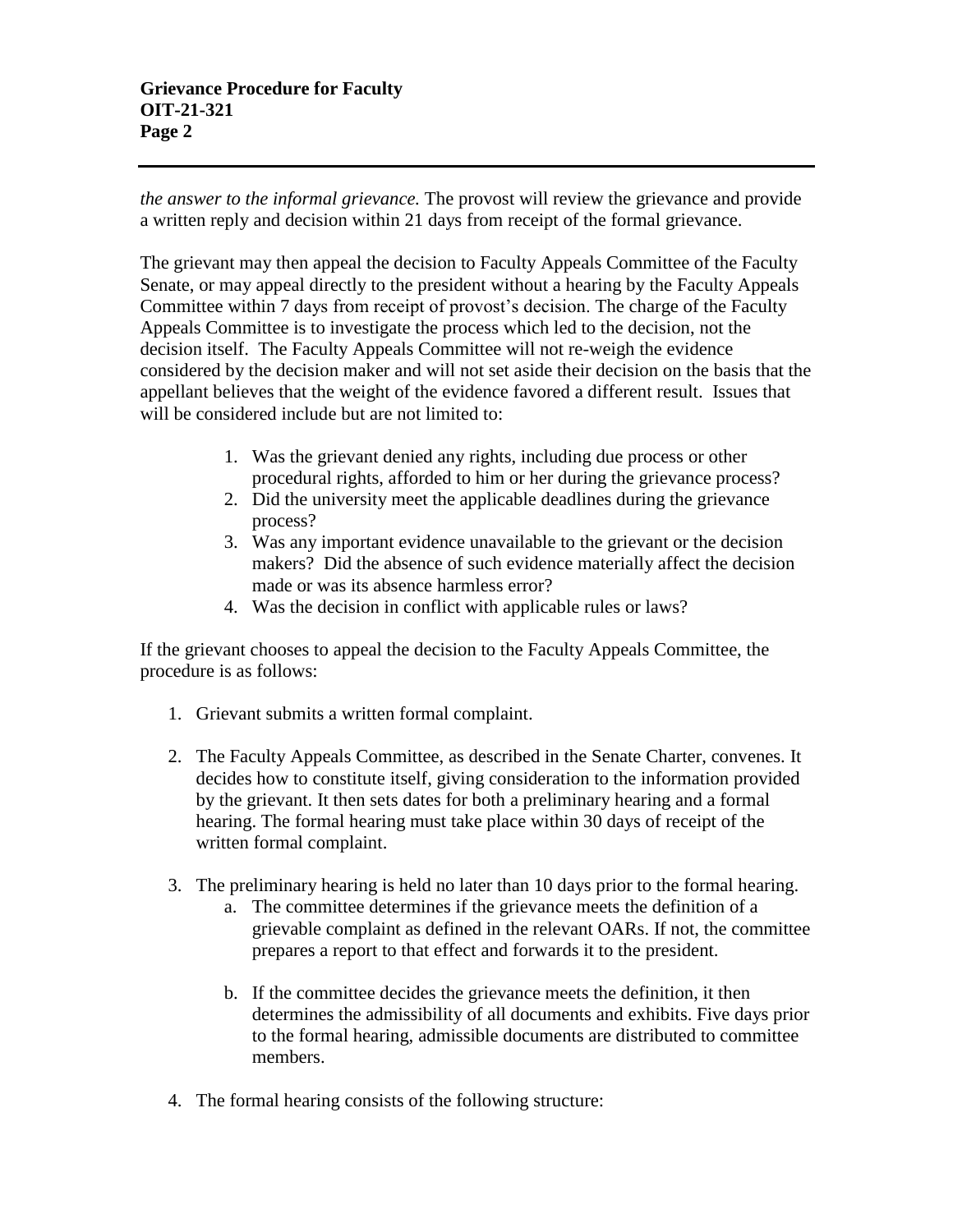*the answer to the informal grievance.* The provost will review the grievance and provide a written reply and decision within 21 days from receipt of the formal grievance.

The grievant may then appeal the decision to Faculty Appeals Committee of the Faculty Senate, or may appeal directly to the president without a hearing by the Faculty Appeals Committee within 7 days from receipt of provost's decision. The charge of the Faculty Appeals Committee is to investigate the process which led to the decision, not the decision itself. The Faculty Appeals Committee will not re-weigh the evidence considered by the decision maker and will not set aside their decision on the basis that the appellant believes that the weight of the evidence favored a different result. Issues that will be considered include but are not limited to:

1. Was the grievant denied any rights, including due process or other procedural rights, afforded to him or her during the grievance process?
2. Did the university meet the applicable deadlines during the grievance process?
3. Was any important evidence unavailable to the grievant or the decision makers? Did the absence of such evidence materially affect the decision made or was its absence harmless error?
4. Was the decision in conflict with applicable rules or laws?

If the grievant chooses to appeal the decision to the Faculty Appeals Committee, the procedure is as follows:

1. Grievant submits a written formal complaint.

2. The Faculty Appeals Committee, as described in the Senate Charter, convenes. It decides how to constitute itself, giving consideration to the information provided by the grievant. It then sets dates for both a preliminary hearing and a formal hearing. The formal hearing must take place within 30 days of receipt of the written formal complaint.

3. The preliminary hearing is held no later than 10 days prior to the formal hearing.
   a. The committee determines if the grievance meets the definition of a grievable complaint as defined in the relevant OARs. If not, the committee prepares a report to that effect and forwards it to the president.

   b. If the committee decides the grievance meets the definition, it then determines the admissibility of all documents and exhibits. Five days prior to the formal hearing, admissible documents are distributed to committee members.

4. The formal hearing consists of the following structure: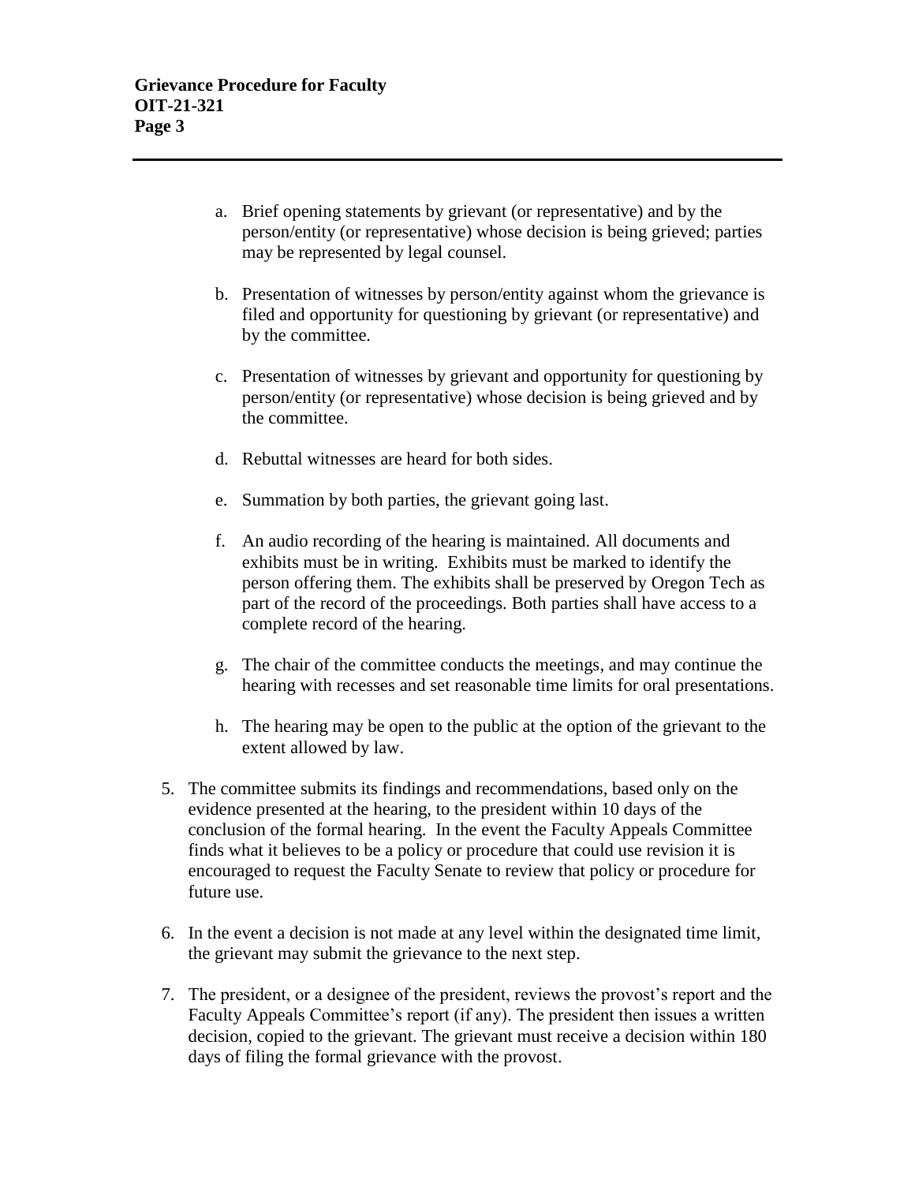a. Brief opening statements by grievant (or representative) and by the person/entity (or representative) whose decision is being grieved; parties may be represented by legal counsel.

   b. Presentation of witnesses by person/entity against whom the grievance is filed and opportunity for questioning by grievant (or representative) and by the committee.

   c. Presentation of witnesses by grievant and opportunity for questioning by person/entity (or representative) whose decision is being grieved and by the committee.

   d. Rebuttal witnesses are heard for both sides.

   e. Summation by both parties, the grievant going last.

   f. An audio recording of the hearing is maintained. All documents and exhibits must be in writing. Exhibits must be marked to identify the person offering them. The exhibits shall be preserved by Oregon Tech as part of the record of the proceedings. Both parties shall have access to a complete record of the hearing.

   g. The chair of the committee conducts the meetings, and may continue the hearing with recesses and set reasonable time limits for oral presentations.

   h. The hearing may be open to the public at the option of the grievant to the extent allowed by law.

5. The committee submits its findings and recommendations, based only on the evidence presented at the hearing, to the president within 10 days of the conclusion of the formal hearing. In the event the Faculty Appeals Committee finds what it believes to be a policy or procedure that could use revision it is encouraged to request the Faculty Senate to review that policy or procedure for future use.

6. In the event a decision is not made at any level within the designated time limit, the grievant may submit the grievance to the next step.

7. The president, or a designee of the president, reviews the provost's report and the Faculty Appeals Committee's report (if any). The president then issues a written decision, copied to the grievant. The grievant must receive a decision within 180 days of filing the formal grievance with the provost.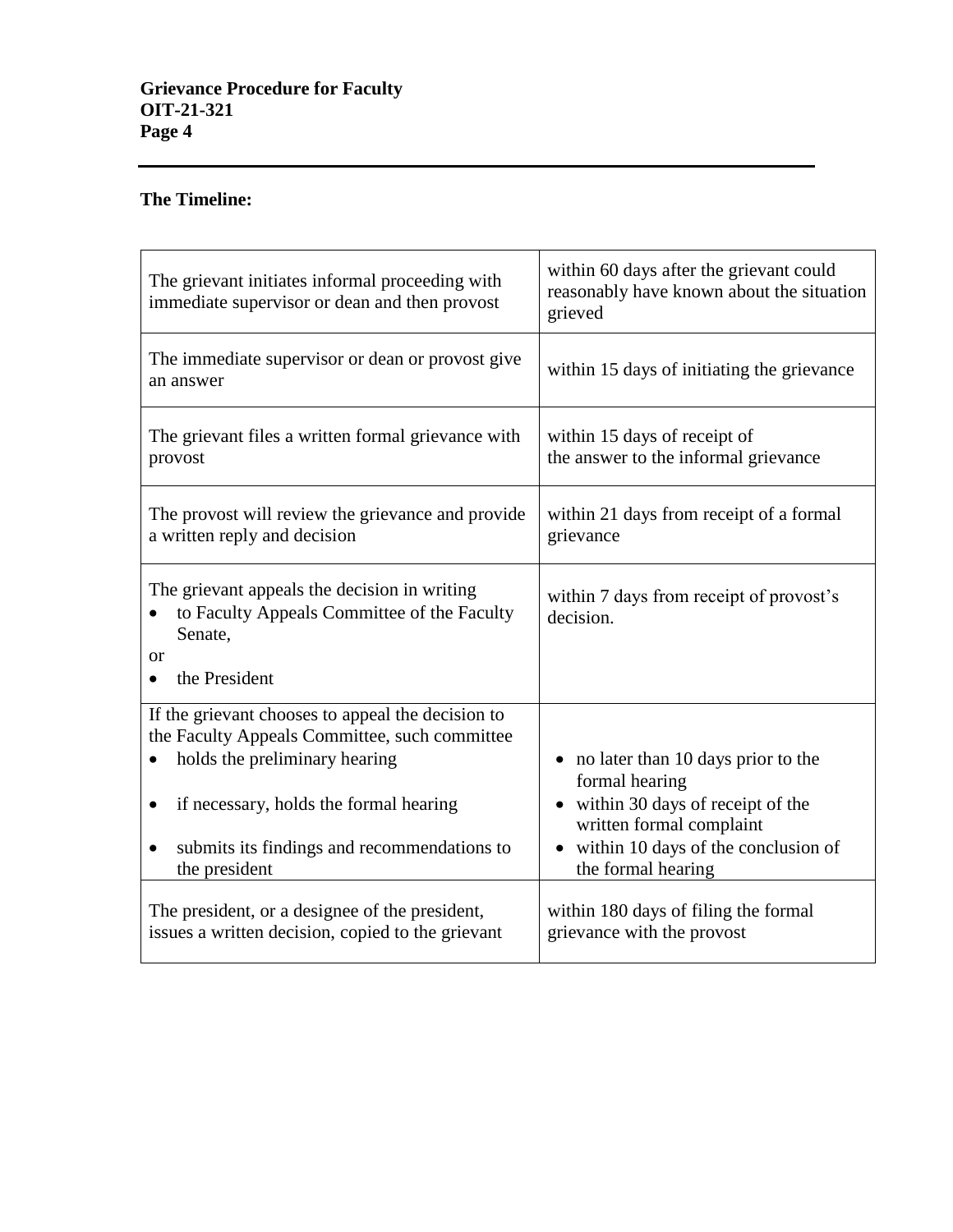**The Timeline:**

| | |
|---|---|
| The grievant initiates informal proceeding with immediate supervisor or dean and then provost | within 60 days after the grievant could reasonably have known about the situation grieved |
| The immediate supervisor or dean or provost give an answer | within 15 days of initiating the grievance |
| The grievant files a written formal grievance with provost | within 15 days of receipt of the answer to the informal grievance |
| The provost will review the grievance and provide a written reply and decision | within 21 days from receipt of a formal grievance |
| The grievant appeals the decision in writing<br>• to Faculty Appeals Committee of the Faculty Senate,<br>or<br>• the President | within 7 days from receipt of provost's decision. |
| If the grievant chooses to appeal the decision to the Faculty Appeals Committee, such committee<br>• holds the preliminary hearing<br>• if necessary, holds the formal hearing<br>• submits its findings and recommendations to the president | • no later than 10 days prior to the formal hearing<br>• within 30 days of receipt of the written formal complaint<br>• within 10 days of the conclusion of the formal hearing |
| The president, or a designee of the president, issues a written decision, copied to the grievant | within 180 days of filing the formal grievance with the provost |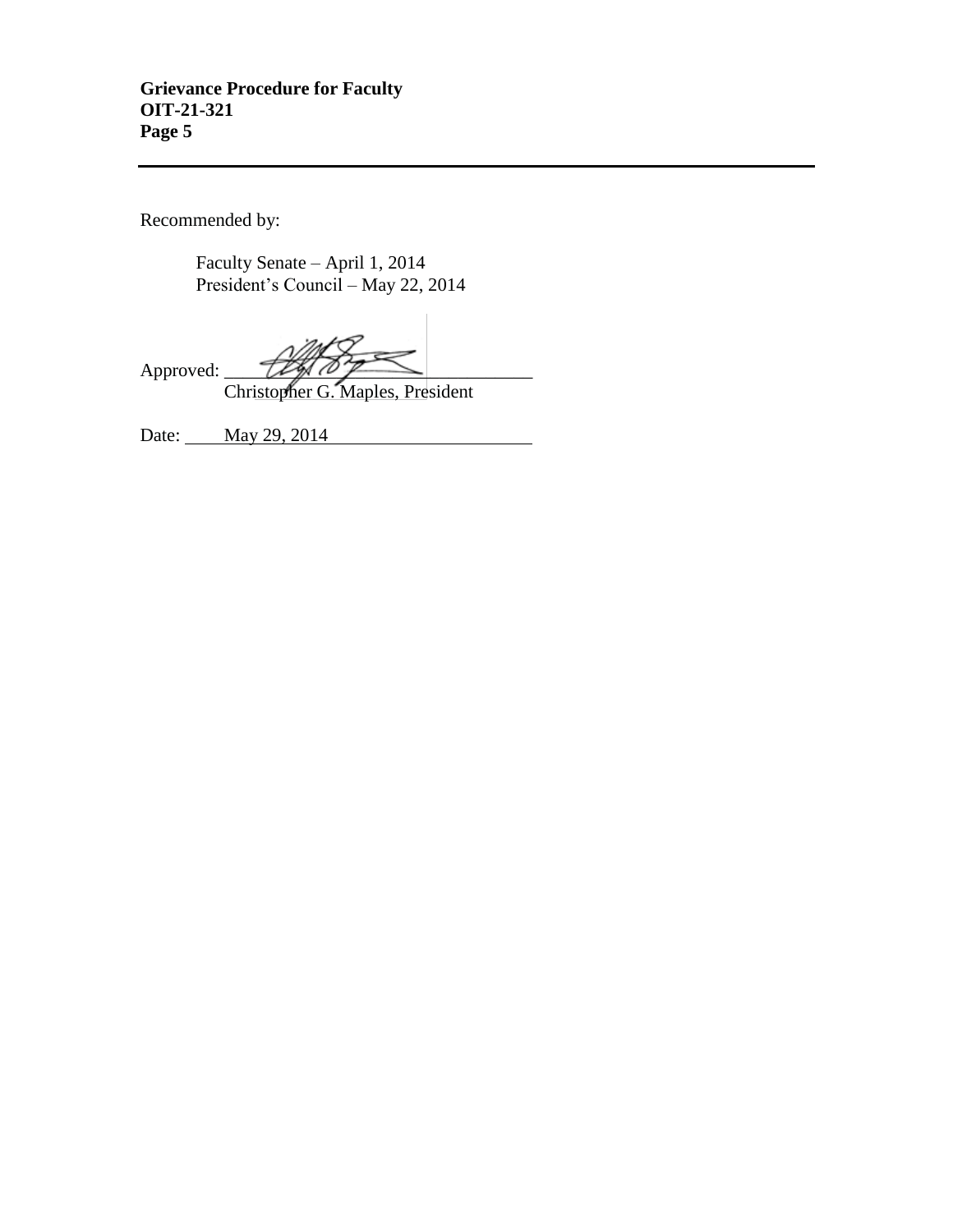Recommended by:

Faculty Senate – April 1, 2014
President's Council – May 22, 2014

Approved: ______________________________
Christopher G. Maples, President

Date: May 29, 2014